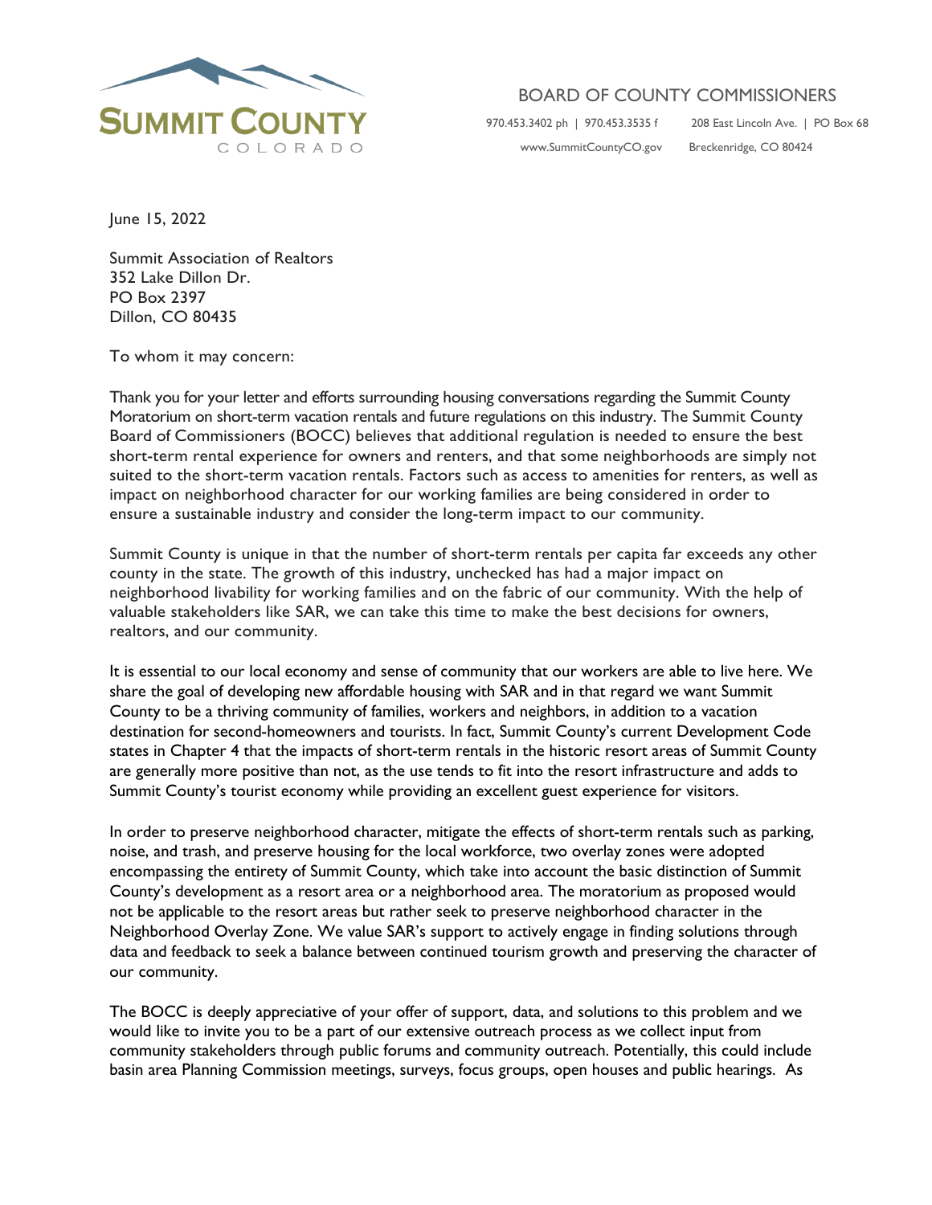**SUMMIT COUNTY**
COLORADO

BOARD OF COUNTY COMMISSIONERS

970.453.3402 ph | 970.453.3535 f
www.SummitCountyCO.gov

208 East Lincoln Ave. | PO Box 68
Breckenridge, CO 80424

June 15, 2022

Summit Association of Realtors
352 Lake Dillon Dr.
PO Box 2397
Dillon, CO 80435

To whom it may concern:

Thank you for your letter and efforts surrounding housing conversations regarding the Summit County Moratorium on short-term vacation rentals and future regulations on this industry. The Summit County Board of Commissioners (BOCC) believes that additional regulation is needed to ensure the best short-term rental experience for owners and renters, and that some neighborhoods are simply not suited to the short-term vacation rentals. Factors such as access to amenities for renters, as well as impact on neighborhood character for our working families are being considered in order to ensure a sustainable industry and consider the long-term impact to our community.

Summit County is unique in that the number of short-term rentals per capita far exceeds any other county in the state. The growth of this industry, unchecked has had a major impact on neighborhood livability for working families and on the fabric of our community. With the help of valuable stakeholders like SAR, we can take this time to make the best decisions for owners, realtors, and our community.

It is essential to our local economy and sense of community that our workers are able to live here. We share the goal of developing new affordable housing with SAR and in that regard we want Summit County to be a thriving community of families, workers and neighbors, in addition to a vacation destination for second-homeowners and tourists. In fact, Summit County's current Development Code states in Chapter 4 that the impacts of short-term rentals in the historic resort areas of Summit County are generally more positive than not, as the use tends to fit into the resort infrastructure and adds to Summit County's tourist economy while providing an excellent guest experience for visitors.

In order to preserve neighborhood character, mitigate the effects of short-term rentals such as parking, noise, and trash, and preserve housing for the local workforce, two overlay zones were adopted encompassing the entirety of Summit County, which take into account the basic distinction of Summit County's development as a resort area or a neighborhood area. The moratorium as proposed would not be applicable to the resort areas but rather seek to preserve neighborhood character in the Neighborhood Overlay Zone. We value SAR's support to actively engage in finding solutions through data and feedback to seek a balance between continued tourism growth and preserving the character of our community.

The BOCC is deeply appreciative of your offer of support, data, and solutions to this problem and we would like to invite you to be a part of our extensive outreach process as we collect input from community stakeholders through public forums and community outreach. Potentially, this could include basin area Planning Commission meetings, surveys, focus groups, open houses and public hearings. As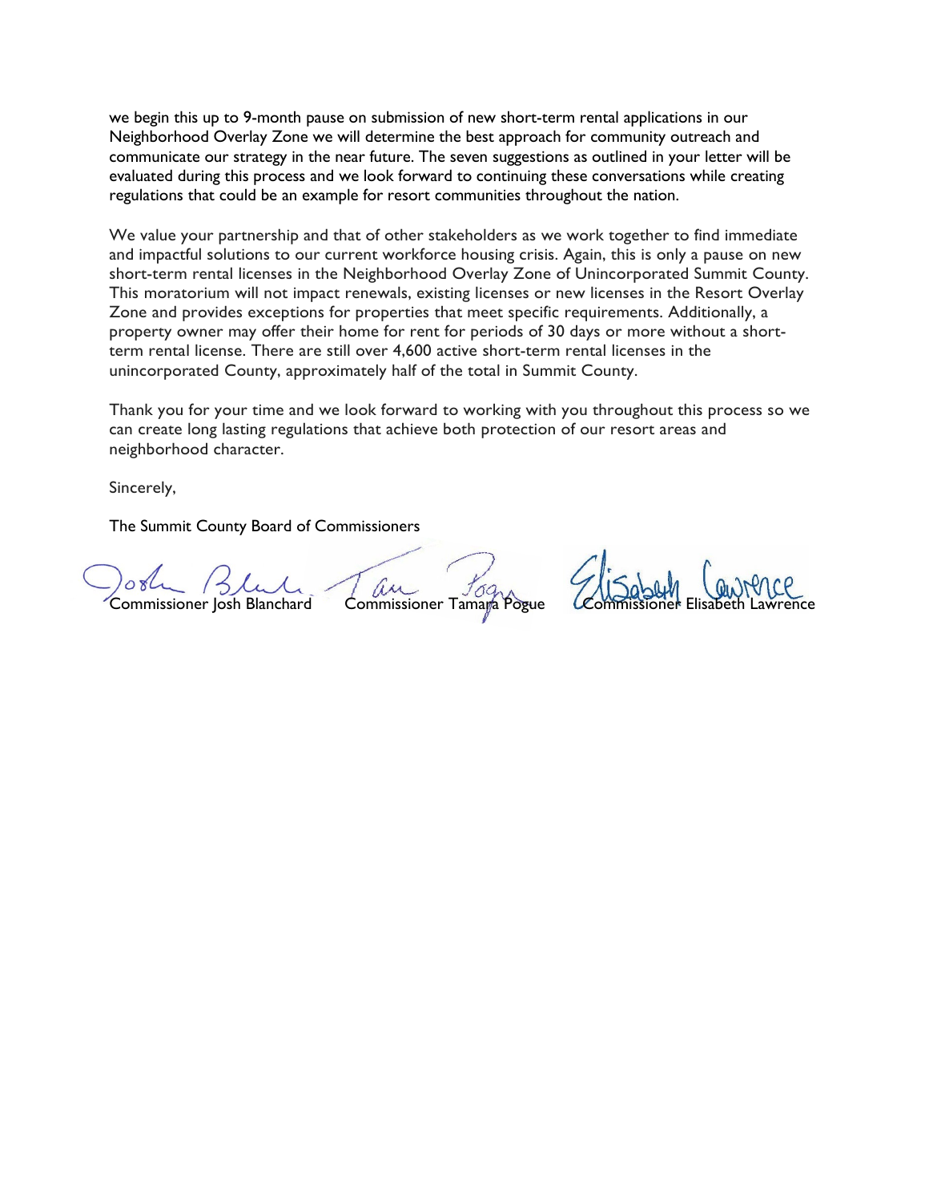we begin this up to 9-month pause on submission of new short-term rental applications in our Neighborhood Overlay Zone we will determine the best approach for community outreach and communicate our strategy in the near future. The seven suggestions as outlined in your letter will be evaluated during this process and we look forward to continuing these conversations while creating regulations that could be an example for resort communities throughout the nation.

We value your partnership and that of other stakeholders as we work together to find immediate and impactful solutions to our current workforce housing crisis. Again, this is only a pause on new short-term rental licenses in the Neighborhood Overlay Zone of Unincorporated Summit County. This moratorium will not impact renewals, existing licenses or new licenses in the Resort Overlay Zone and provides exceptions for properties that meet specific requirements. Additionally, a property owner may offer their home for rent for periods of 30 days or more without a short-term rental license. There are still over 4,600 active short-term rental licenses in the unincorporated County, approximately half of the total in Summit County.

Thank you for your time and we look forward to working with you throughout this process so we can create long lasting regulations that achieve both protection of our resort areas and neighborhood character.

Sincerely,

The Summit County Board of Commissioners

Commissioner Josh Blanchard    Commissioner Tamara Pogue    Commissioner Elisabeth Lawrence